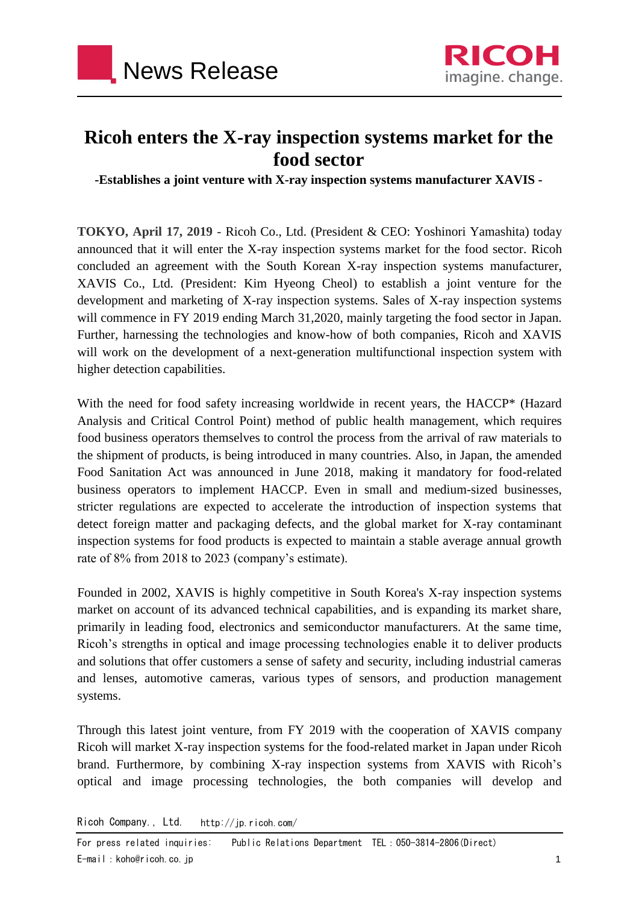News Release

RICOH
imagine. change.

# Ricoh enters the X-ray inspection systems market for the food sector

**-Establishes a joint venture with X-ray inspection systems manufacturer XAVIS -**

**TOKYO, April 17, 2019** - Ricoh Co., Ltd. (President & CEO: Yoshinori Yamashita) today announced that it will enter the X-ray inspection systems market for the food sector. Ricoh concluded an agreement with the South Korean X-ray inspection systems manufacturer, XAVIS Co., Ltd. (President: Kim Hyeong Cheol) to establish a joint venture for the development and marketing of X-ray inspection systems. Sales of X-ray inspection systems will commence in FY 2019 ending March 31,2020, mainly targeting the food sector in Japan. Further, harnessing the technologies and know-how of both companies, Ricoh and XAVIS will work on the development of a next-generation multifunctional inspection system with higher detection capabilities.

With the need for food safety increasing worldwide in recent years, the HACCP* (Hazard Analysis and Critical Control Point) method of public health management, which requires food business operators themselves to control the process from the arrival of raw materials to the shipment of products, is being introduced in many countries. Also, in Japan, the amended Food Sanitation Act was announced in June 2018, making it mandatory for food-related business operators to implement HACCP. Even in small and medium-sized businesses, stricter regulations are expected to accelerate the introduction of inspection systems that detect foreign matter and packaging defects, and the global market for X-ray contaminant inspection systems for food products is expected to maintain a stable average annual growth rate of 8% from 2018 to 2023 (company's estimate).

Founded in 2002, XAVIS is highly competitive in South Korea's X-ray inspection systems market on account of its advanced technical capabilities, and is expanding its market share, primarily in leading food, electronics and semiconductor manufacturers. At the same time, Ricoh's strengths in optical and image processing technologies enable it to deliver products and solutions that offer customers a sense of safety and security, including industrial cameras and lenses, automotive cameras, various types of sensors, and production management systems.

Through this latest joint venture, from FY 2019 with the cooperation of XAVIS company Ricoh will market X-ray inspection systems for the food-related market in Japan under Ricoh brand. Furthermore, by combining X-ray inspection systems from XAVIS with Ricoh's optical and image processing technologies, the both companies will develop and

Ricoh Company., Ltd.　http://jp.ricoh.com/

For press related inquiries:　Public Relations Department　TEL：050-3814-2806(Direct)
E-mail：koho@ricoh.co.jp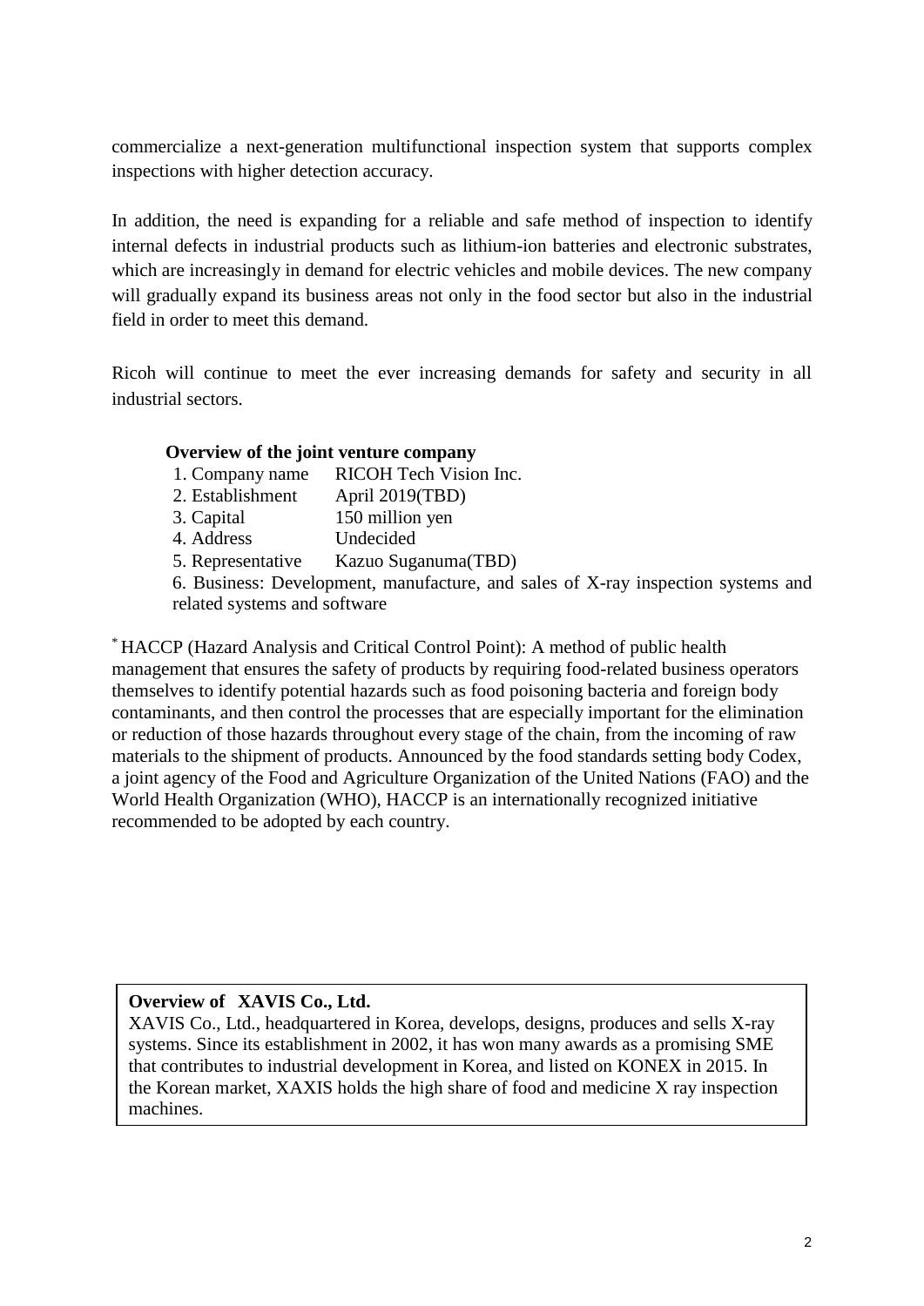commercialize a next-generation multifunctional inspection system that supports complex inspections with higher detection accuracy.

In addition, the need is expanding for a reliable and safe method of inspection to identify internal defects in industrial products such as lithium-ion batteries and electronic substrates, which are increasingly in demand for electric vehicles and mobile devices. The new company will gradually expand its business areas not only in the food sector but also in the industrial field in order to meet this demand.

Ricoh will continue to meet the ever increasing demands for safety and security in all industrial sectors.

**Overview of the joint venture company**

1. Company name RICOH Tech Vision Inc.
2. Establishment April 2019(TBD)
3. Capital 150 million yen
4. Address Undecided
5. Representative Kazuo Suganuma(TBD)
6. Business: Development, manufacture, and sales of X-ray inspection systems and related systems and software

* HACCP (Hazard Analysis and Critical Control Point): A method of public health management that ensures the safety of products by requiring food-related business operators themselves to identify potential hazards such as food poisoning bacteria and foreign body contaminants, and then control the processes that are especially important for the elimination or reduction of those hazards throughout every stage of the chain, from the incoming of raw materials to the shipment of products. Announced by the food standards setting body Codex, a joint agency of the Food and Agriculture Organization of the United Nations (FAO) and the World Health Organization (WHO), HACCP is an internationally recognized initiative recommended to be adopted by each country.

**Overview of XAVIS Co., Ltd.**

XAVIS Co., Ltd., headquartered in Korea, develops, designs, produces and sells X-ray systems. Since its establishment in 2002, it has won many awards as a promising SME that contributes to industrial development in Korea, and listed on KONEX in 2015. In the Korean market, XAXIS holds the high share of food and medicine X ray inspection machines.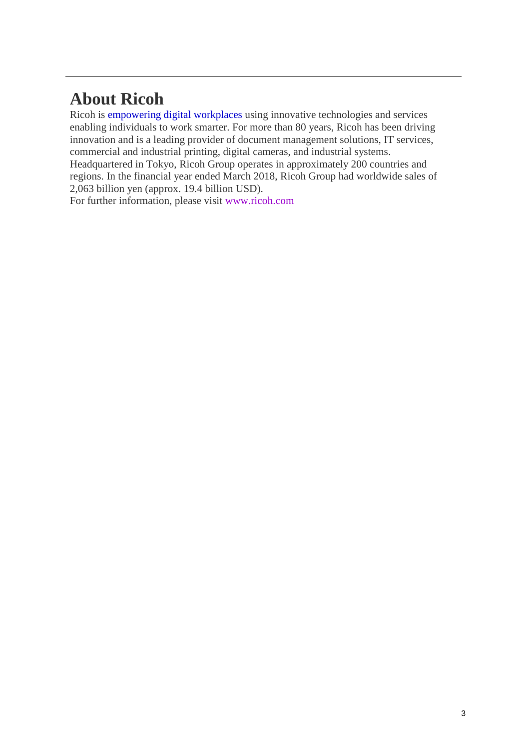---

# About Ricoh

Ricoh is empowering digital workplaces using innovative technologies and services enabling individuals to work smarter. For more than 80 years, Ricoh has been driving innovation and is a leading provider of document management solutions, IT services, commercial and industrial printing, digital cameras, and industrial systems.
Headquartered in Tokyo, Ricoh Group operates in approximately 200 countries and regions. In the financial year ended March 2018, Ricoh Group had worldwide sales of 2,063 billion yen (approx. 19.4 billion USD).
For further information, please visit www.ricoh.com